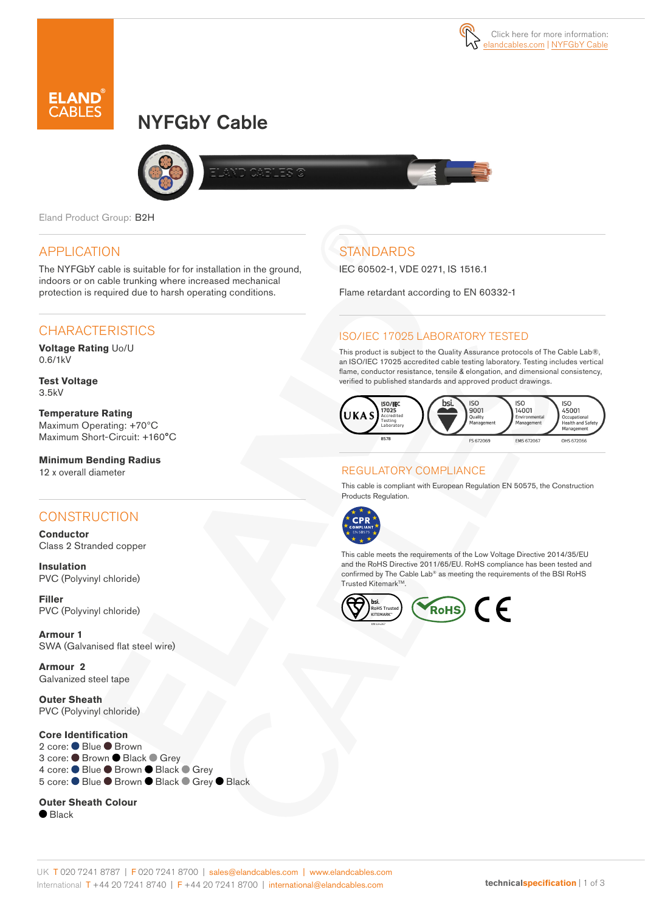Click here for more information: elandcables.com | NYFGbY Cable

# NYFGbY Cable

Eland Product Group: B2H

## APPLICATION

The NYFGbY cable is suitable for for installation in the ground, indoors or on cable trunking where increased mechanical protection is required due to harsh operating conditions.

## CHARACTERISTICS

**Voltage Rating** Uo/U
0.6/1kV

**Test Voltage**
3.5kV

**Temperature Rating**
Maximum Operating: +70°C
Maximum Short-Circuit: +160°C

**Minimum Bending Radius**
12 x overall diameter

## CONSTRUCTION

**Conductor**
Class 2 Stranded copper

**Insulation**
PVC (Polyvinyl chloride)

**Filler**
PVC (Polyvinyl chloride)

**Armour 1**
SWA (Galvanised flat steel wire)

**Armour 2**
Galvanized steel tape

**Outer Sheath**
PVC (Polyvinyl chloride)

**Core Identification**
2 core: Blue Brown
3 core: Brown Black Grey
4 core: Blue Brown Black Grey
5 core: Blue Brown Black Grey Black

**Outer Sheath Colour**
Black

## STANDARDS

IEC 60502-1, VDE 0271, IS 1516.1

Flame retardant according to EN 60332-1

## ISO/IEC 17025 LABORATORY TESTED

This product is subject to the Quality Assurance protocols of The Cable Lab®, an ISO/IEC 17025 accredited cable testing laboratory. Testing includes vertical flame, conductor resistance, tensile & elongation, and dimensional consistency, verified to published standards and approved product drawings.

UKAS ISO/IEC 17025 Accredited Testing Laboratory 8578 | bsi. ISO 9001 Quality Management FS 672069 | ISO 14001 Environmental Management EMS 672067 | ISO 45001 Occupational Health and Safety Management OHS 672066

## REGULATORY COMPLIANCE

This cable is compliant with European Regulation EN 50575, the Construction Products Regulation.

CPR COMPLIANT EN 50575

This cable meets the requirements of the Low Voltage Directive 2014/35/EU and the RoHS Directive 2011/65/EU. RoHS compliance has been tested and confirmed by The Cable Lab® as meeting the requirements of the BSI RoHS Trusted Kitemark™.

bsi. RoHS Trusted KITEMARK™ | RoHS | CE

UK T 020 7241 8787 | F 020 7241 8700 | sales@elandcables.com | www.elandcables.com
International T +44 20 7241 8740 | F +44 20 7241 8700 | international@elandcables.com

technicalspecification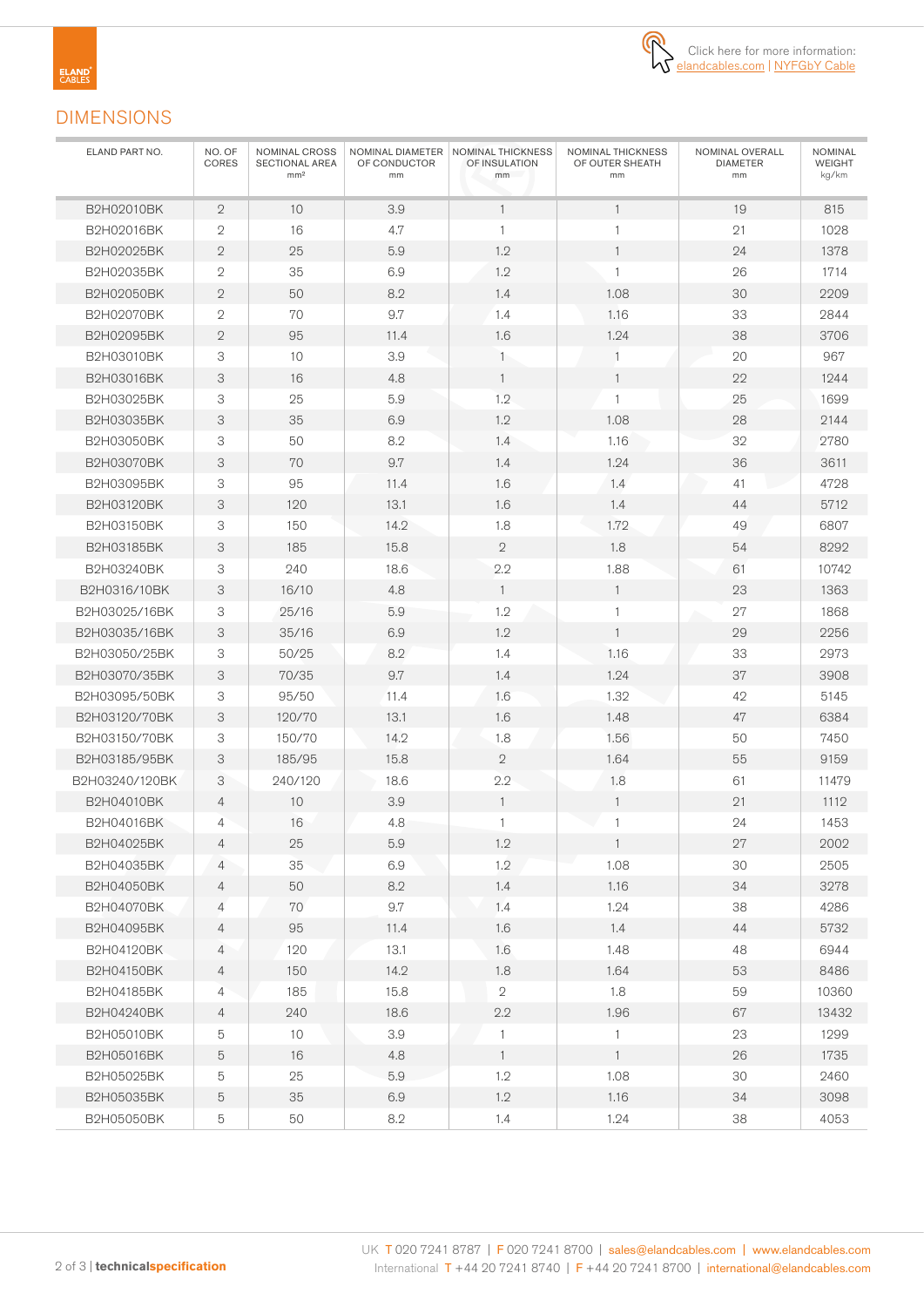Click here for more information: elandcables.com | NYFGbY Cable

## DIMENSIONS

| ELAND PART NO. | NO. OF CORES | NOMINAL CROSS SECTIONAL AREA mm² | NOMINAL DIAMETER OF CONDUCTOR mm | NOMINAL THICKNESS OF INSULATION mm | NOMINAL THICKNESS OF OUTER SHEATH mm | NOMINAL OVERALL DIAMETER mm | NOMINAL WEIGHT kg/km |
|---|---|---|---|---|---|---|---|
| B2H02010BK | 2 | 10 | 3.9 | 1 | 1 | 19 | 815 |
| B2H02016BK | 2 | 16 | 4.7 | 1 | 1 | 21 | 1028 |
| B2H02025BK | 2 | 25 | 5.9 | 1.2 | 1 | 24 | 1378 |
| B2H02035BK | 2 | 35 | 6.9 | 1.2 | 1 | 26 | 1714 |
| B2H02050BK | 2 | 50 | 8.2 | 1.4 | 1.08 | 30 | 2209 |
| B2H02070BK | 2 | 70 | 9.7 | 1.4 | 1.16 | 33 | 2844 |
| B2H02095BK | 2 | 95 | 11.4 | 1.6 | 1.24 | 38 | 3706 |
| B2H03010BK | 3 | 10 | 3.9 | 1 | 1 | 20 | 967 |
| B2H03016BK | 3 | 16 | 4.8 | 1 | 1 | 22 | 1244 |
| B2H03025BK | 3 | 25 | 5.9 | 1.2 | 1 | 25 | 1699 |
| B2H03035BK | 3 | 35 | 6.9 | 1.2 | 1.08 | 28 | 2144 |
| B2H03050BK | 3 | 50 | 8.2 | 1.4 | 1.16 | 32 | 2780 |
| B2H03070BK | 3 | 70 | 9.7 | 1.4 | 1.24 | 36 | 3611 |
| B2H03095BK | 3 | 95 | 11.4 | 1.6 | 1.4 | 41 | 4728 |
| B2H03120BK | 3 | 120 | 13.1 | 1.6 | 1.4 | 44 | 5712 |
| B2H03150BK | 3 | 150 | 14.2 | 1.8 | 1.72 | 49 | 6807 |
| B2H03185BK | 3 | 185 | 15.8 | 2 | 1.8 | 54 | 8292 |
| B2H03240BK | 3 | 240 | 18.6 | 2.2 | 1.88 | 61 | 10742 |
| B2H0316/10BK | 3 | 16/10 | 4.8 | 1 | 1 | 23 | 1363 |
| B2H03025/16BK | 3 | 25/16 | 5.9 | 1.2 | 1 | 27 | 1868 |
| B2H03035/16BK | 3 | 35/16 | 6.9 | 1.2 | 1 | 29 | 2256 |
| B2H03050/25BK | 3 | 50/25 | 8.2 | 1.4 | 1.16 | 33 | 2973 |
| B2H03070/35BK | 3 | 70/35 | 9.7 | 1.4 | 1.24 | 37 | 3908 |
| B2H03095/50BK | 3 | 95/50 | 11.4 | 1.6 | 1.32 | 42 | 5145 |
| B2H03120/70BK | 3 | 120/70 | 13.1 | 1.6 | 1.48 | 47 | 6384 |
| B2H03150/70BK | 3 | 150/70 | 14.2 | 1.8 | 1.56 | 50 | 7450 |
| B2H03185/95BK | 3 | 185/95 | 15.8 | 2 | 1.64 | 55 | 9159 |
| B2H03240/120BK | 3 | 240/120 | 18.6 | 2.2 | 1.8 | 61 | 11479 |
| B2H04010BK | 4 | 10 | 3.9 | 1 | 1 | 21 | 1112 |
| B2H04016BK | 4 | 16 | 4.8 | 1 | 1 | 24 | 1453 |
| B2H04025BK | 4 | 25 | 5.9 | 1.2 | 1 | 27 | 2002 |
| B2H04035BK | 4 | 35 | 6.9 | 1.2 | 1.08 | 30 | 2505 |
| B2H04050BK | 4 | 50 | 8.2 | 1.4 | 1.16 | 34 | 3278 |
| B2H04070BK | 4 | 70 | 9.7 | 1.4 | 1.24 | 38 | 4286 |
| B2H04095BK | 4 | 95 | 11.4 | 1.6 | 1.4 | 44 | 5732 |
| B2H04120BK | 4 | 120 | 13.1 | 1.6 | 1.48 | 48 | 6944 |
| B2H04150BK | 4 | 150 | 14.2 | 1.8 | 1.64 | 53 | 8486 |
| B2H04185BK | 4 | 185 | 15.8 | 2 | 1.8 | 59 | 10360 |
| B2H04240BK | 4 | 240 | 18.6 | 2.2 | 1.96 | 67 | 13432 |
| B2H05010BK | 5 | 10 | 3.9 | 1 | 1 | 23 | 1299 |
| B2H05016BK | 5 | 16 | 4.8 | 1 | 1 | 26 | 1735 |
| B2H05025BK | 5 | 25 | 5.9 | 1.2 | 1.08 | 30 | 2460 |
| B2H05035BK | 5 | 35 | 6.9 | 1.2 | 1.16 | 34 | 3098 |
| B2H05050BK | 5 | 50 | 8.2 | 1.4 | 1.24 | 38 | 4053 |

UK T 020 7241 8787 | F 020 7241 8700 | sales@elandcables.com | www.elandcables.com
International T +44 20 7241 8740 | F +44 20 7241 8700 | international@elandcables.com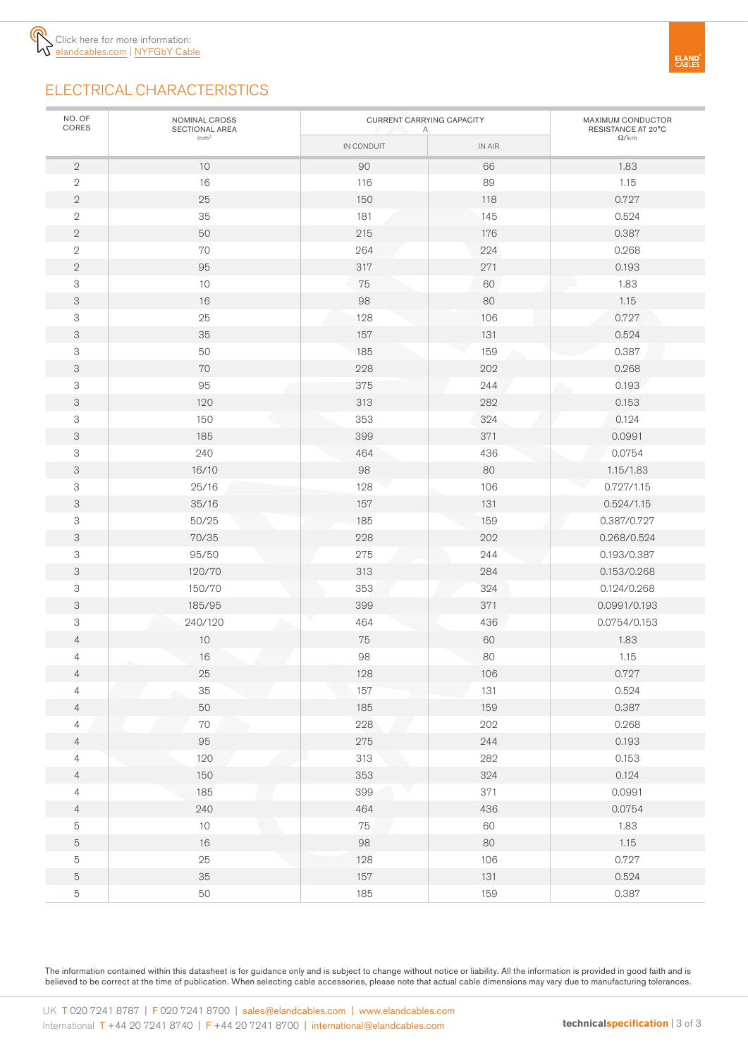Click here for more information: elandcables.com | NYFGbY Cable

## ELECTRICAL CHARACTERISTICS

| NO. OF CORES | NOMINAL CROSS SECTIONAL AREA mm² | CURRENT CARRYING CAPACITY A | | MAXIMUM CONDUCTOR RESISTANCE AT 20°C Ω/km |
|---|---|---|---|---|
| | | IN CONDUIT | IN AIR | |
| 2 | 10 | 90 | 66 | 1.83 |
| 2 | 16 | 116 | 89 | 1.15 |
| 2 | 25 | 150 | 118 | 0.727 |
| 2 | 35 | 181 | 145 | 0.524 |
| 2 | 50 | 215 | 176 | 0.387 |
| 2 | 70 | 264 | 224 | 0.268 |
| 2 | 95 | 317 | 271 | 0.193 |
| 3 | 10 | 75 | 60 | 1.83 |
| 3 | 16 | 98 | 80 | 1.15 |
| 3 | 25 | 128 | 106 | 0.727 |
| 3 | 35 | 157 | 131 | 0.524 |
| 3 | 50 | 185 | 159 | 0.387 |
| 3 | 70 | 228 | 202 | 0.268 |
| 3 | 95 | 375 | 244 | 0.193 |
| 3 | 120 | 313 | 282 | 0.153 |
| 3 | 150 | 353 | 324 | 0.124 |
| 3 | 185 | 399 | 371 | 0.0991 |
| 3 | 240 | 464 | 436 | 0.0754 |
| 3 | 16/10 | 98 | 80 | 1.15/1.83 |
| 3 | 25/16 | 128 | 106 | 0.727/1.15 |
| 3 | 35/16 | 157 | 131 | 0.524/1.15 |
| 3 | 50/25 | 185 | 159 | 0.387/0.727 |
| 3 | 70/35 | 228 | 202 | 0.268/0.524 |
| 3 | 95/50 | 275 | 244 | 0.193/0.387 |
| 3 | 120/70 | 313 | 284 | 0.153/0.268 |
| 3 | 150/70 | 353 | 324 | 0.124/0.268 |
| 3 | 185/95 | 399 | 371 | 0.0991/0.193 |
| 3 | 240/120 | 464 | 436 | 0.0754/0.153 |
| 4 | 10 | 75 | 60 | 1.83 |
| 4 | 16 | 98 | 80 | 1.15 |
| 4 | 25 | 128 | 106 | 0.727 |
| 4 | 35 | 157 | 131 | 0.524 |
| 4 | 50 | 185 | 159 | 0.387 |
| 4 | 70 | 228 | 202 | 0.268 |
| 4 | 95 | 275 | 244 | 0.193 |
| 4 | 120 | 313 | 282 | 0.153 |
| 4 | 150 | 353 | 324 | 0.124 |
| 4 | 185 | 399 | 371 | 0.0991 |
| 4 | 240 | 464 | 436 | 0.0754 |
| 5 | 10 | 75 | 60 | 1.83 |
| 5 | 16 | 98 | 80 | 1.15 |
| 5 | 25 | 128 | 106 | 0.727 |
| 5 | 35 | 157 | 131 | 0.524 |
| 5 | 50 | 185 | 159 | 0.387 |

The information contained within this datasheet is for guidance only and is subject to change without notice or liability. All the information is provided in good faith and is believed to be correct at the time of publication. When selecting cable accessories, please note that actual cable dimensions may vary due to manufacturing tolerances.

UK T 020 7241 8787 | F 020 7241 8700 | sales@elandcables.com | www.elandcables.com
International T +44 20 7241 8740 | F +44 20 7241 8700 | international@elandcables.com